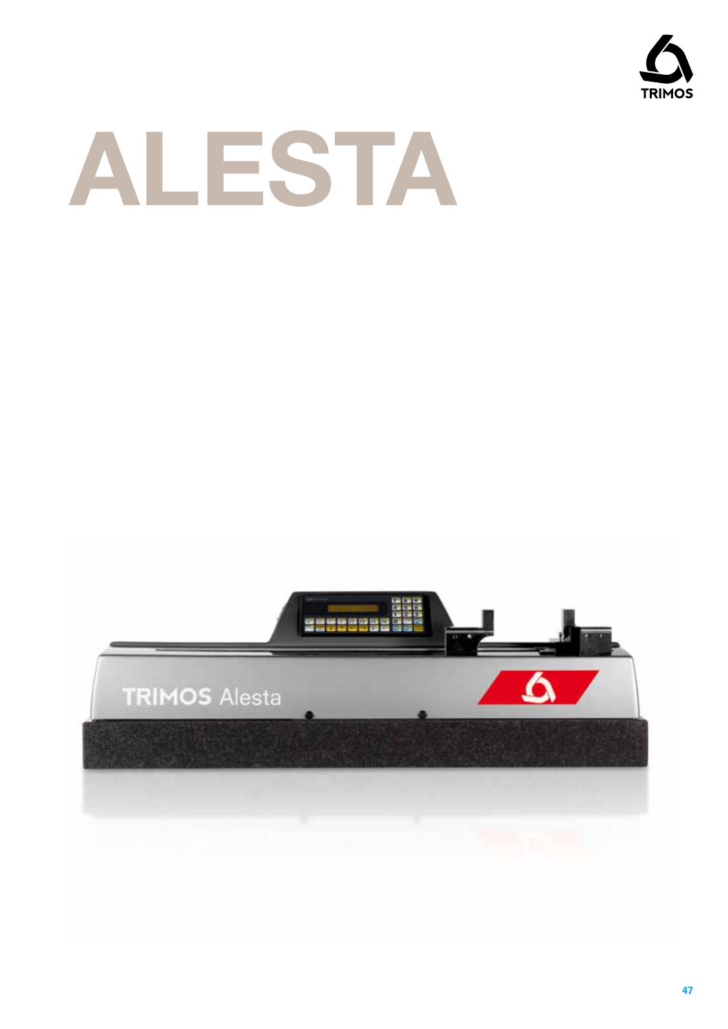# ALESTA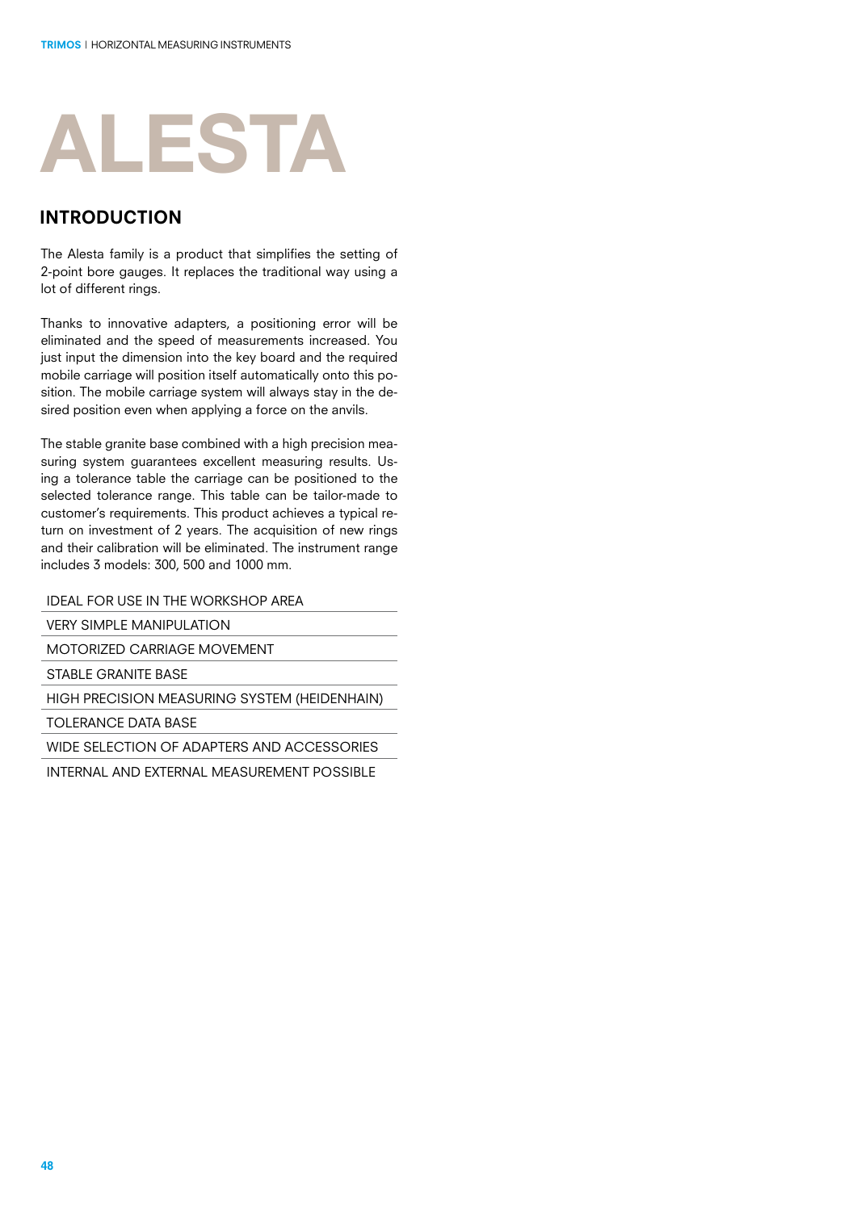# ALESTA

## INTRODUCTION

The Alesta family is a product that simplifies the setting of 2-point bore gauges. It replaces the traditional way using a lot of different rings.

Thanks to innovative adapters, a positioning error will be eliminated and the speed of measurements increased. You just input the dimension into the key board and the required mobile carriage will position itself automatically onto this position. The mobile carriage system will always stay in the desired position even when applying a force on the anvils.

The stable granite base combined with a high precision measuring system guarantees excellent measuring results. Using a tolerance table the carriage can be positioned to the selected tolerance range. This table can be tailor-made to customer's requirements. This product achieves a typical return on investment of 2 years. The acquisition of new rings and their calibration will be eliminated. The instrument range includes 3 models: 300, 500 and 1000 mm.

- IDEAL FOR USE IN THE WORKSHOP AREA
- VERY SIMPLE MANIPULATION
- MOTORIZED CARRIAGE MOVEMENT
- STABLE GRANITE BASE
- HIGH PRECISION MEASURING SYSTEM (HEIDENHAIN)
- TOLERANCE DATA BASE
- WIDE SELECTION OF ADAPTERS AND ACCESSORIES
- INTERNAL AND EXTERNAL MEASUREMENT POSSIBLE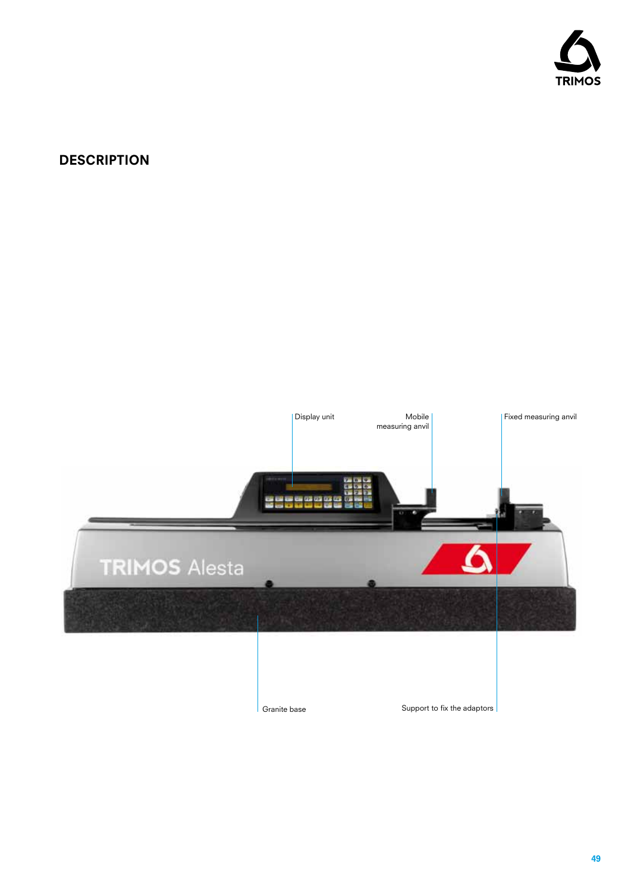## DESCRIPTION

Display unit

Mobile measuring anvil

Fixed measuring anvil

Granite base

Support to fix the adaptors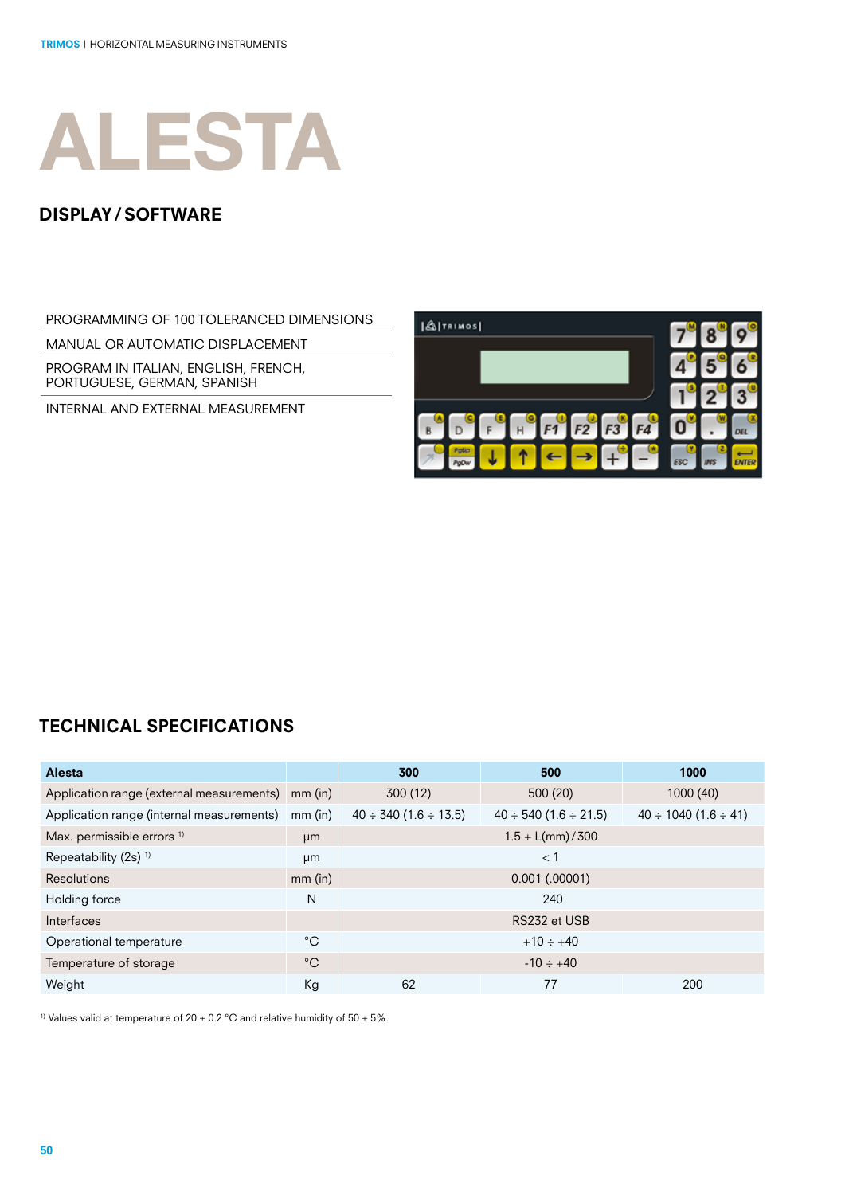# ALESTA

## DISPLAY / SOFTWARE

- PROGRAMMING OF 100 TOLERANCED DIMENSIONS
- MANUAL OR AUTOMATIC DISPLACEMENT
- PROGRAM IN ITALIAN, ENGLISH, FRENCH, PORTUGUESE, GERMAN, SPANISH
- INTERNAL AND EXTERNAL MEASUREMENT

## TECHNICAL SPECIFICATIONS

| Alesta | | 300 | 500 | 1000 |
|---|---|---|---|---|
| Application range (external measurements) | mm (in) | 300 (12) | 500 (20) | 1000 (40) |
| Application range (internal measurements) | mm (in) | 40 ÷ 340 (1.6 ÷ 13.5) | 40 ÷ 540 (1.6 ÷ 21.5) | 40 ÷ 1040 (1.6 ÷ 41) |
| Max. permissible errors [1] | µm | 1.5 + L(mm) / 300 | | |
| Repeatability (2s) [1] | µm | < 1 | | |
| Resolutions | mm (in) | 0.001 (.00001) | | |
| Holding force | N | 240 | | |
| Interfaces | | RS232 et USB | | |
| Operational temperature | °C | +10 ÷ +40 | | |
| Temperature of storage | °C | -10 ÷ +40 | | |
| Weight | Kg | 62 | 77 | 200 |

[1] Values valid at temperature of 20 ± 0.2 °C and relative humidity of 50 ± 5%.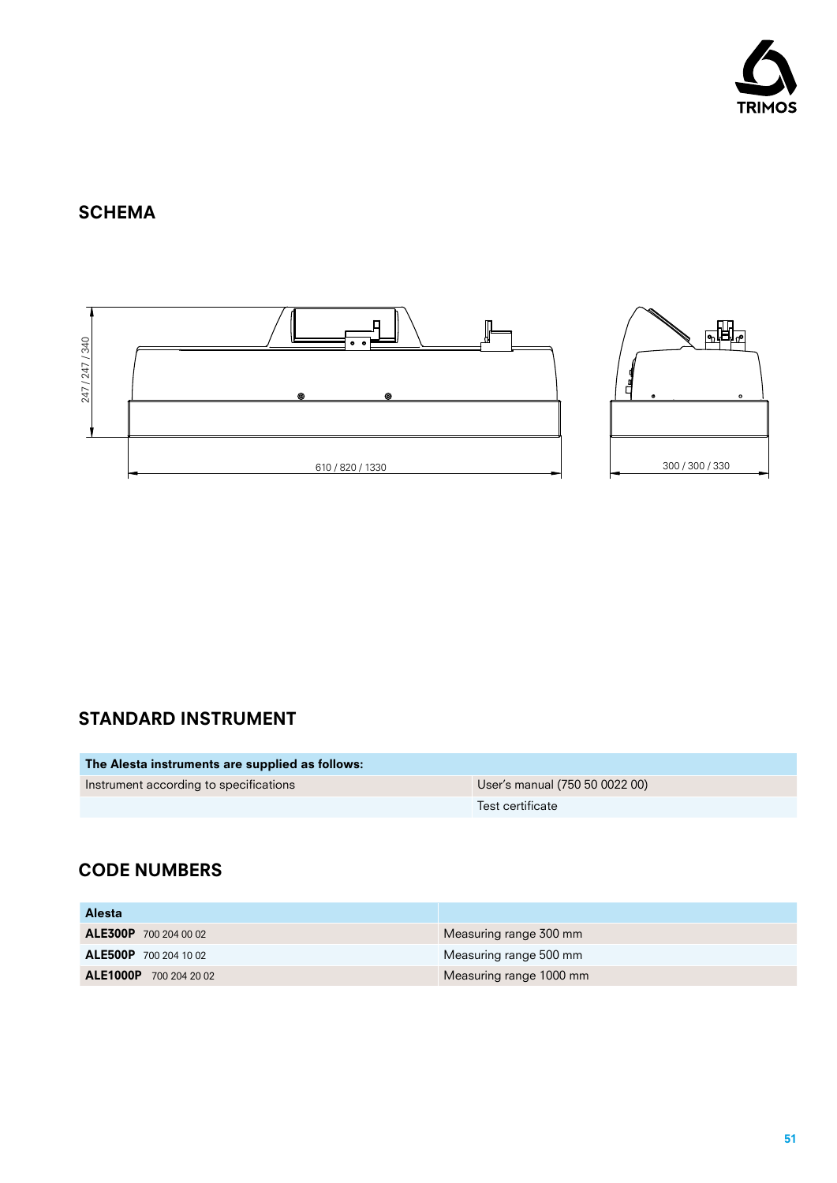## SCHEMA

247 / 247 / 340

610 / 820 / 1330

300 / 300 / 330

## STANDARD INSTRUMENT

| The Alesta instruments are supplied as follows: | |
|---|---|
| Instrument according to specifications | User's manual (750 50 0022 00) |
| | Test certificate |

## CODE NUMBERS

| Alesta | |
|---|---|
| **ALE300P** 700 204 00 02 | Measuring range 300 mm |
| **ALE500P** 700 204 10 02 | Measuring range 500 mm |
| **ALE1000P** 700 204 20 02 | Measuring range 1000 mm |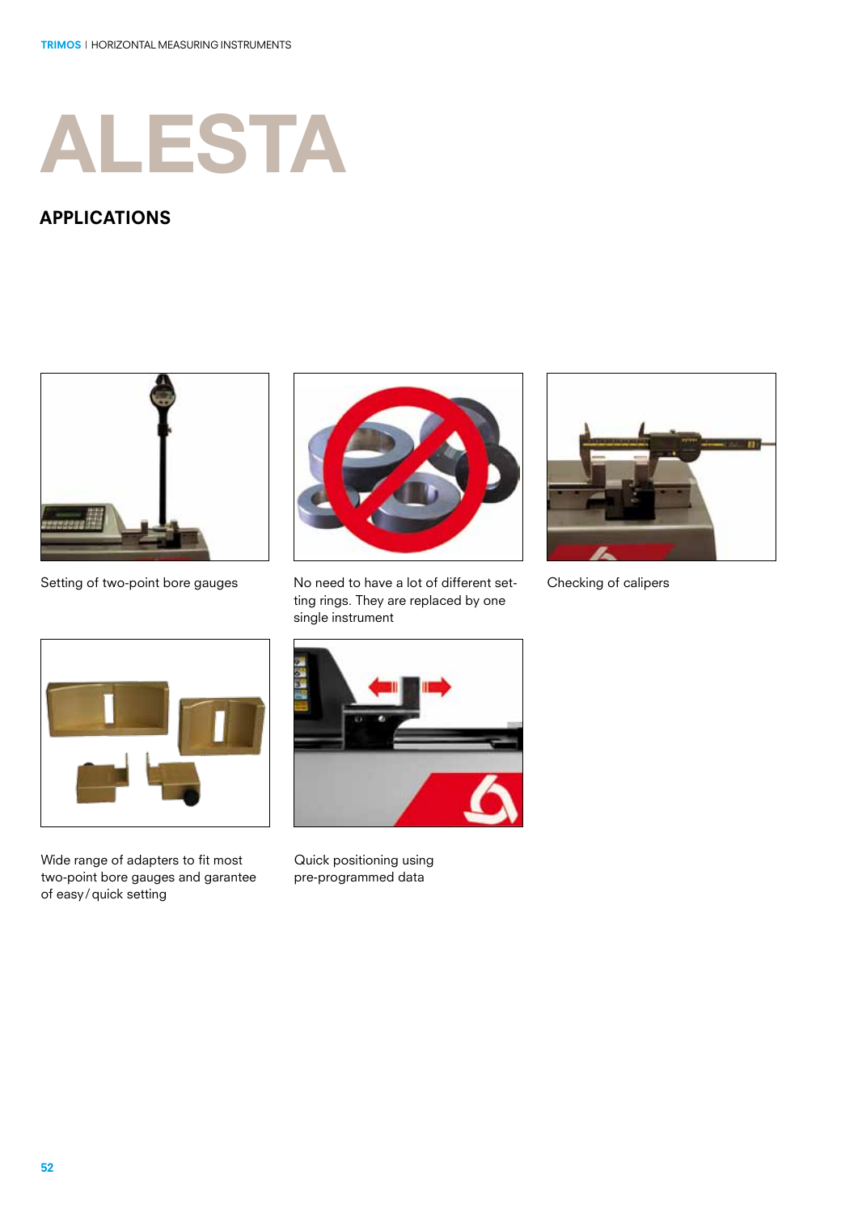# ALESTA

## APPLICATIONS

Setting of two-point bore gauges

No need to have a lot of different setting rings. They are replaced by one single instrument

Checking of calipers

Wide range of adapters to fit most two-point bore gauges and garantee of easy / quick setting

Quick positioning using pre-programmed data